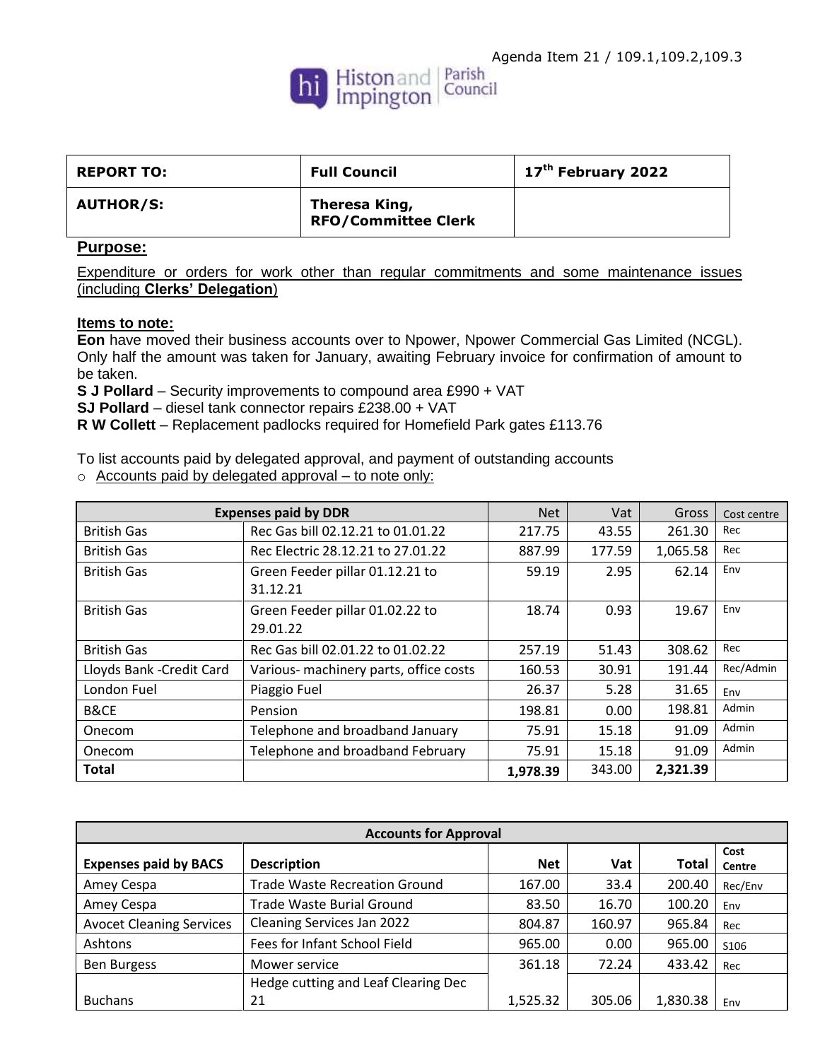Agenda Item 21 / 109.1,109.2,109.3

Histon and Impington Parish Council

| REPORT TO: | Full Council | 17th February 2022 |
|---|---|---|
| AUTHOR/S: | Theresa King, RFO/Committee Clerk | |

## Purpose:

Expenditure or orders for work other than regular commitments and some maintenance issues (including **Clerks' Delegation**)

**Items to note:**

**Eon** have moved their business accounts over to Npower, Npower Commercial Gas Limited (NCGL). Only half the amount was taken for January, awaiting February invoice for confirmation of amount to be taken.

**S J Pollard** – Security improvements to compound area £990 + VAT

**SJ Pollard** – diesel tank connector repairs £238.00 + VAT

**R W Collett** – Replacement padlocks required for Homefield Park gates £113.76

To list accounts paid by delegated approval, and payment of outstanding accounts

- Accounts paid by delegated approval – to note only:

| Expenses paid by DDR | | Net | Vat | Gross | Cost centre |
|---|---|---|---|---|---|
| British Gas | Rec Gas bill 02.12.21 to 01.01.22 | 217.75 | 43.55 | 261.30 | Rec |
| British Gas | Rec Electric 28.12.21 to 27.01.22 | 887.99 | 177.59 | 1,065.58 | Rec |
| British Gas | Green Feeder pillar 01.12.21 to 31.12.21 | 59.19 | 2.95 | 62.14 | Env |
| British Gas | Green Feeder pillar 01.02.22 to 29.01.22 | 18.74 | 0.93 | 19.67 | Env |
| British Gas | Rec Gas bill 02.01.22 to 01.02.22 | 257.19 | 51.43 | 308.62 | Rec |
| Lloyds Bank -Credit Card | Various- machinery parts, office costs | 160.53 | 30.91 | 191.44 | Rec/Admin |
| London Fuel | Piaggio Fuel | 26.37 | 5.28 | 31.65 | Env |
| B&CE | Pension | 198.81 | 0.00 | 198.81 | Admin |
| Onecom | Telephone and broadband January | 75.91 | 15.18 | 91.09 | Admin |
| Onecom | Telephone and broadband February | 75.91 | 15.18 | 91.09 | Admin |
| **Total** | | **1,978.39** | 343.00 | **2,321.39** | |

| Accounts for Approval | | | | | |
|---|---|---|---|---|---|
| **Expenses paid by BACS** | **Description** | **Net** | **Vat** | **Total** | **Cost Centre** |
| Amey Cespa | Trade Waste Recreation Ground | 167.00 | 33.4 | 200.40 | Rec/Env |
| Amey Cespa | Trade Waste Burial Ground | 83.50 | 16.70 | 100.20 | Env |
| Avocet Cleaning Services | Cleaning Services Jan 2022 | 804.87 | 160.97 | 965.84 | Rec |
| Ashtons | Fees for Infant School Field | 965.00 | 0.00 | 965.00 | S106 |
| Ben Burgess | Mower service | 361.18 | 72.24 | 433.42 | Rec |
| Buchans | Hedge cutting and Leaf Clearing Dec 21 | 1,525.32 | 305.06 | 1,830.38 | Env |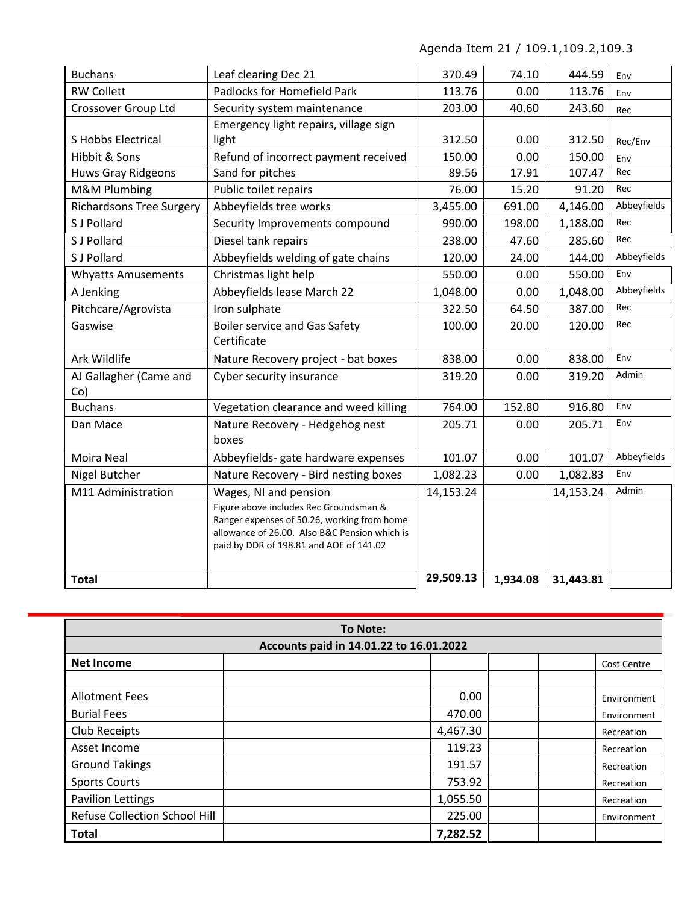Agenda Item 21 / 109.1,109.2,109.3

| | | | | | |
|---|---|---|---|---|---|
| Buchans | Leaf clearing Dec 21 | 370.49 | 74.10 | 444.59 | Env |
| RW Collett | Padlocks for Homefield Park | 113.76 | 0.00 | 113.76 | Env |
| Crossover Group Ltd | Security system maintenance | 203.00 | 40.60 | 243.60 | Rec |
| S Hobbs Electrical | Emergency light repairs, village sign light | 312.50 | 0.00 | 312.50 | Rec/Env |
| Hibbit & Sons | Refund of incorrect payment received | 150.00 | 0.00 | 150.00 | Env |
| Huws Gray Ridgeons | Sand for pitches | 89.56 | 17.91 | 107.47 | Rec |
| M&M Plumbing | Public toilet repairs | 76.00 | 15.20 | 91.20 | Rec |
| Richardsons Tree Surgery | Abbeyfields tree works | 3,455.00 | 691.00 | 4,146.00 | Abbeyfields |
| S J Pollard | Security Improvements compound | 990.00 | 198.00 | 1,188.00 | Rec |
| S J Pollard | Diesel tank repairs | 238.00 | 47.60 | 285.60 | Rec |
| S J Pollard | Abbeyfields welding of gate chains | 120.00 | 24.00 | 144.00 | Abbeyfields |
| Whyatts Amusements | Christmas light help | 550.00 | 0.00 | 550.00 | Env |
| A Jenking | Abbeyfields lease March 22 | 1,048.00 | 0.00 | 1,048.00 | Abbeyfields |
| Pitchcare/Agrovista | Iron sulphate | 322.50 | 64.50 | 387.00 | Rec |
| Gaswise | Boiler service and Gas Safety Certificate | 100.00 | 20.00 | 120.00 | Rec |
| Ark Wildlife | Nature Recovery project - bat boxes | 838.00 | 0.00 | 838.00 | Env |
| AJ Gallagher (Came and Co) | Cyber security insurance | 319.20 | 0.00 | 319.20 | Admin |
| Buchans | Vegetation clearance and weed killing | 764.00 | 152.80 | 916.80 | Env |
| Dan Mace | Nature Recovery - Hedgehog nest boxes | 205.71 | 0.00 | 205.71 | Env |
| Moira Neal | Abbeyfields- gate hardware expenses | 101.07 | 0.00 | 101.07 | Abbeyfields |
| Nigel Butcher | Nature Recovery - Bird nesting boxes | 1,082.23 | 0.00 | 1,082.83 | Env |
| M11 Administration | Wages, NI and pension | 14,153.24 | | 14,153.24 | Admin |
| | Figure above includes Rec Groundsman & Ranger expenses of 50.26, working from home allowance of 26.00. Also B&C Pension which is paid by DDR of 198.81 and AOE of 141.02 | | | | |
| **Total** | | **29,509.13** | **1,934.08** | **31,443.81** | |

| To Note: | | | | | |
|---|---|---|---|---|---|
| **Accounts paid in 14.01.22 to 16.01.2022** | | | | | |
| **Net Income** | | | | | Cost Centre |
| | | | | | |
| Allotment Fees | | 0.00 | | | Environment |
| Burial Fees | | 470.00 | | | Environment |
| Club Receipts | | 4,467.30 | | | Recreation |
| Asset Income | | 119.23 | | | Recreation |
| Ground Takings | | 191.57 | | | Recreation |
| Sports Courts | | 753.92 | | | Recreation |
| Pavilion Lettings | | 1,055.50 | | | Recreation |
| Refuse Collection School Hill | | 225.00 | | | Environment |
| **Total** | | **7,282.52** | | | |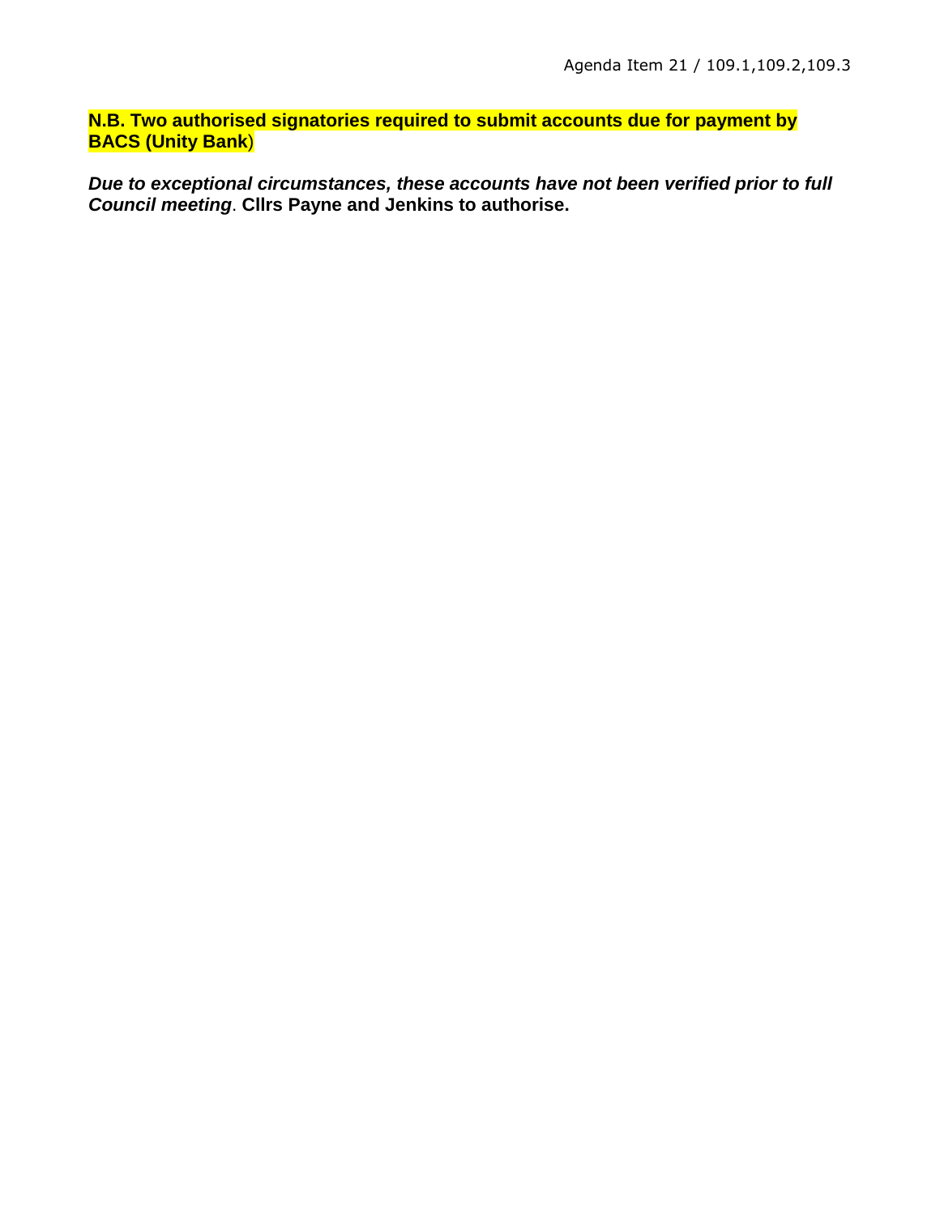Agenda Item 21 / 109.1,109.2,109.3

**N.B. Two authorised signatories required to submit accounts due for payment by BACS (Unity Bank**)

***Due to exceptional circumstances, these accounts have not been verified prior to full Council meeting***. **Cllrs Payne and Jenkins to authorise.**